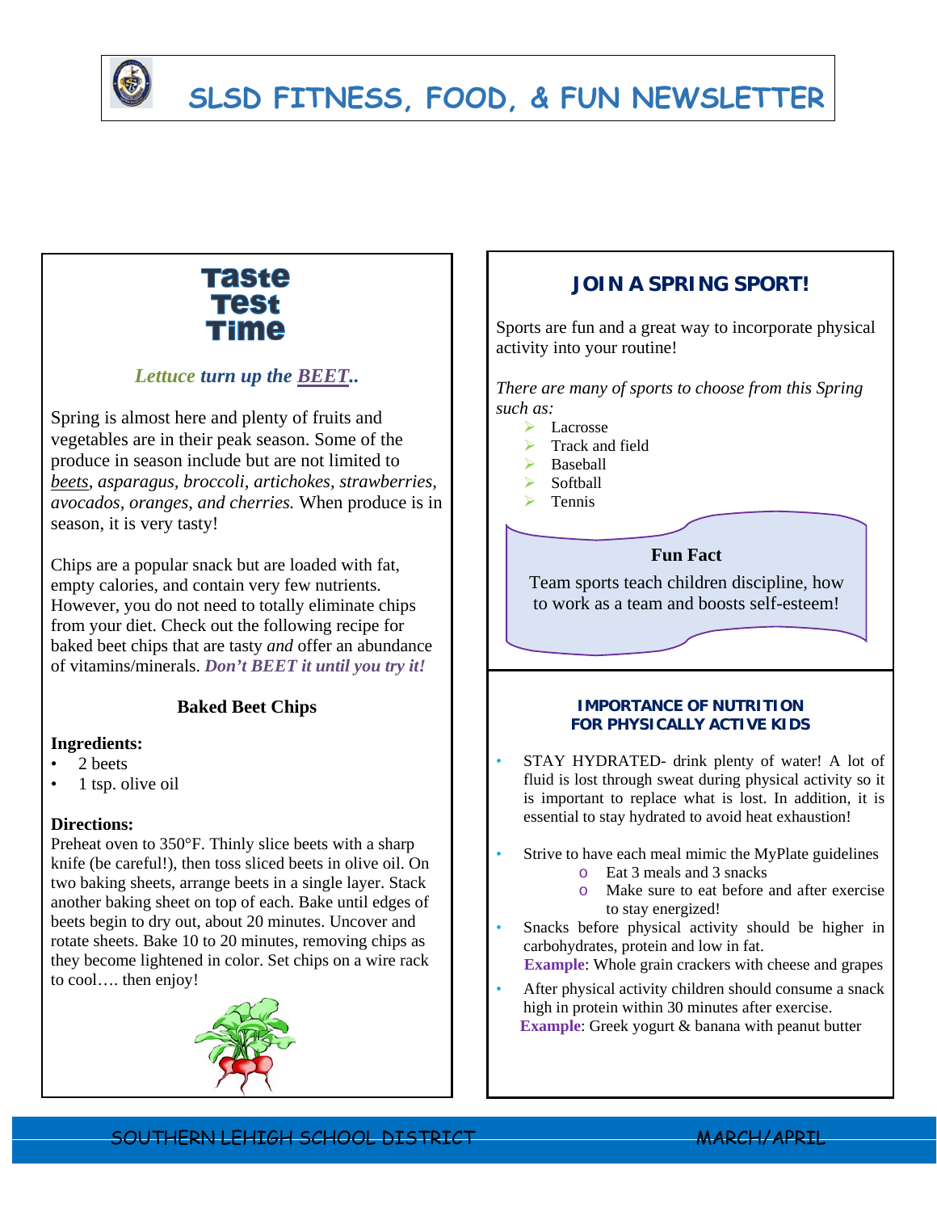# SLSD FITNESS, FOOD, & FUN NEWSLETTER

## Taste Test Time

***Lettuce turn up the BEET..***

Spring is almost here and plenty of fruits and vegetables are in their peak season. Some of the produce in season include but are not limited to *beets, asparagus, broccoli, artichokes, strawberries, avocados, oranges, and cherries.* When produce is in season, it is very tasty!

Chips are a popular snack but are loaded with fat, empty calories, and contain very few nutrients. However, you do not need to totally eliminate chips from your diet. Check out the following recipe for baked beet chips that are tasty *and* offer an abundance of vitamins/minerals. ***Don't BEET it until you try it!***

### Baked Beet Chips

**Ingredients:**

- 2 beets
- 1 tsp. olive oil

**Directions:**

Preheat oven to 350°F. Thinly slice beets with a sharp knife (be careful!), then toss sliced beets in olive oil. On two baking sheets, arrange beets in a single layer. Stack another baking sheet on top of each. Bake until edges of beets begin to dry out, about 20 minutes. Uncover and rotate sheets. Bake 10 to 20 minutes, removing chips as they become lightened in color. Set chips on a wire rack to cool…. then enjoy!

## JOIN A SPRING SPORT!

Sports are fun and a great way to incorporate physical activity into your routine!

*There are many of sports to choose from this Spring such as:*

- Lacrosse
- Track and field
- Baseball
- Softball
- Tennis

**Fun Fact**

Team sports teach children discipline, how to work as a team and boosts self-esteem!

## IMPORTANCE OF NUTRITION FOR PHYSICALLY ACTIVE KIDS

- STAY HYDRATED- drink plenty of water! A lot of fluid is lost through sweat during physical activity so it is important to replace what is lost. In addition, it is essential to stay hydrated to avoid heat exhaustion!
- Strive to have each meal mimic the MyPlate guidelines
  - Eat 3 meals and 3 snacks
  - Make sure to eat before and after exercise to stay energized!
- Snacks before physical activity should be higher in carbohydrates, protein and low in fat.
  **Example**: Whole grain crackers with cheese and grapes
- After physical activity children should consume a snack high in protein within 30 minutes after exercise.
  **Example**: Greek yogurt & banana with peanut butter

SOUTHERN LEHIGH SCHOOL DISTRICT MARCH/APRIL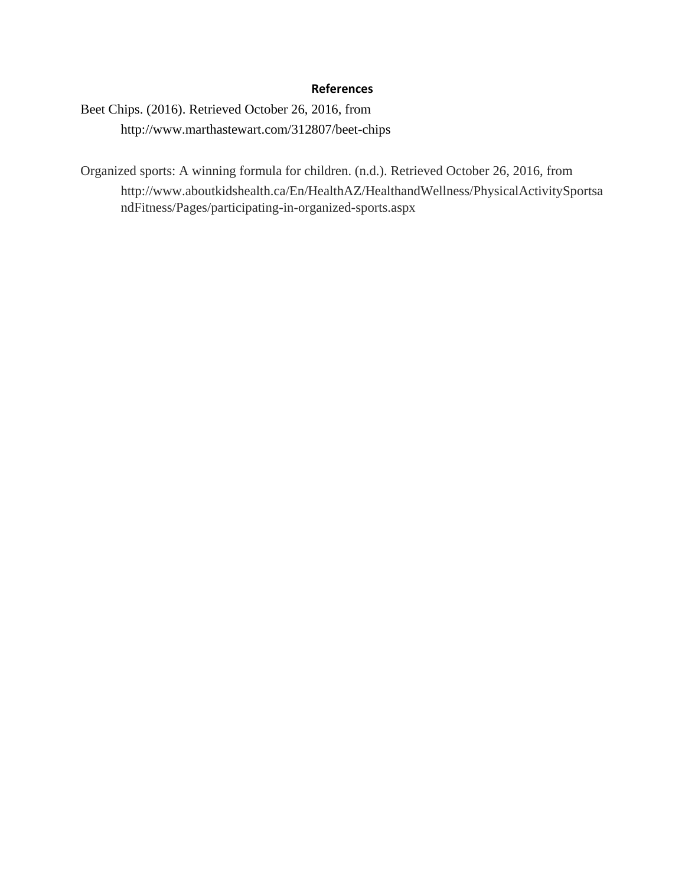## References

Beet Chips. (2016). Retrieved October 26, 2016, from http://www.marthastewart.com/312807/beet-chips

Organized sports: A winning formula for children. (n.d.). Retrieved October 26, 2016, from http://www.aboutkidshealth.ca/En/HealthAZ/HealthandWellness/PhysicalActivitySportsandFitness/Pages/participating-in-organized-sports.aspx